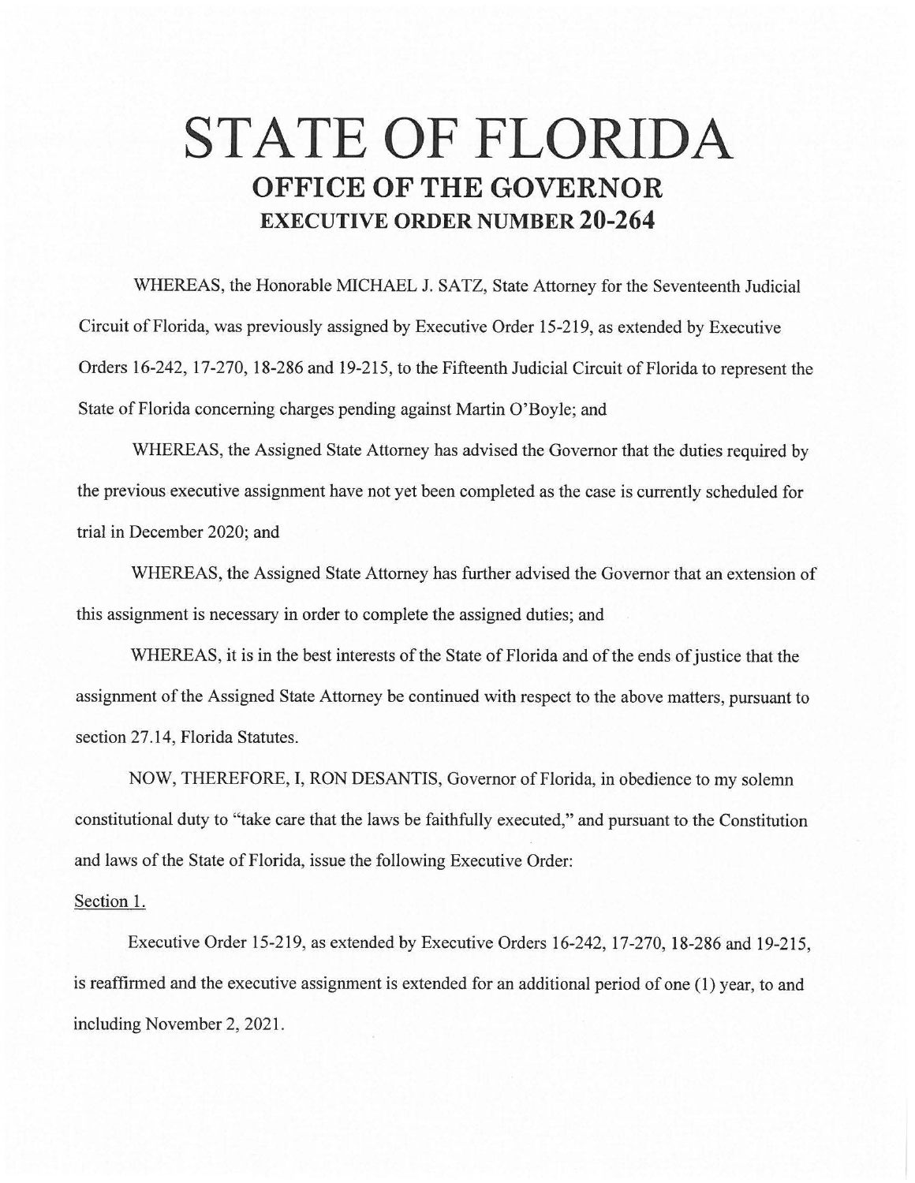# STATE OF FLORIDA
## OFFICE OF THE GOVERNOR
### EXECUTIVE ORDER NUMBER 20-264

WHEREAS, the Honorable MICHAEL J. SATZ, State Attorney for the Seventeenth Judicial Circuit of Florida, was previously assigned by Executive Order 15-219, as extended by Executive Orders 16-242, 17-270, 18-286 and 19-215, to the Fifteenth Judicial Circuit of Florida to represent the State of Florida concerning charges pending against Martin O'Boyle; and

WHEREAS, the Assigned State Attorney has advised the Governor that the duties required by the previous executive assignment have not yet been completed as the case is currently scheduled for trial in December 2020; and

WHEREAS, the Assigned State Attorney has further advised the Governor that an extension of this assignment is necessary in order to complete the assigned duties; and

WHEREAS, it is in the best interests of the State of Florida and of the ends of justice that the assignment of the Assigned State Attorney be continued with respect to the above matters, pursuant to section 27.14, Florida Statutes.

NOW, THEREFORE, I, RON DESANTIS, Governor of Florida, in obedience to my solemn constitutional duty to "take care that the laws be faithfully executed," and pursuant to the Constitution and laws of the State of Florida, issue the following Executive Order:

Section 1.

Executive Order 15-219, as extended by Executive Orders 16-242, 17-270, 18-286 and 19-215, is reaffirmed and the executive assignment is extended for an additional period of one (1) year, to and including November 2, 2021.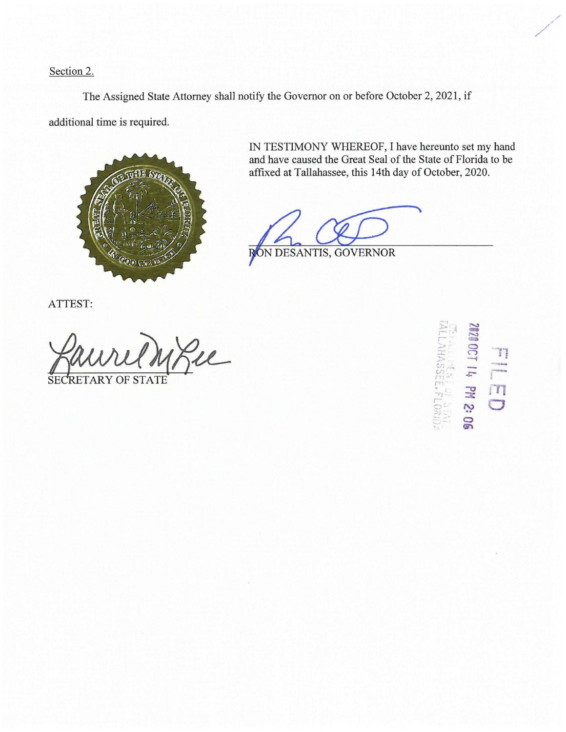Section 2.

The Assigned State Attorney shall notify the Governor on or before October 2, 2021, if additional time is required.

IN TESTIMONY WHEREOF, I have hereunto set my hand and have caused the Great Seal of the State of Florida to be affixed at Tallahassee, this 14th day of October, 2020.

RON DESANTIS, GOVERNOR

ATTEST:

SECRETARY OF STATE

FILED

2020 OCT 14 PM 2:06

SECRETARY OF STATE
TALLAHASSEE, FLORIDA